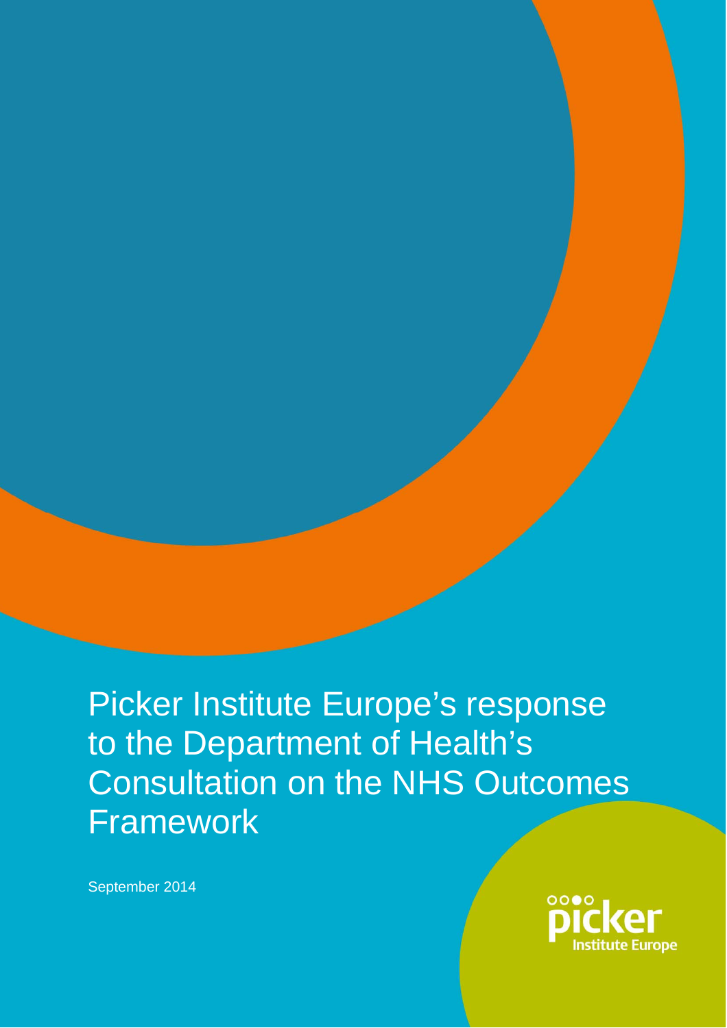# Picker Institute Europe's response to the Department of Health's Consultation on the NHS Outcomes Framework

September 2014

picker
Institute Europe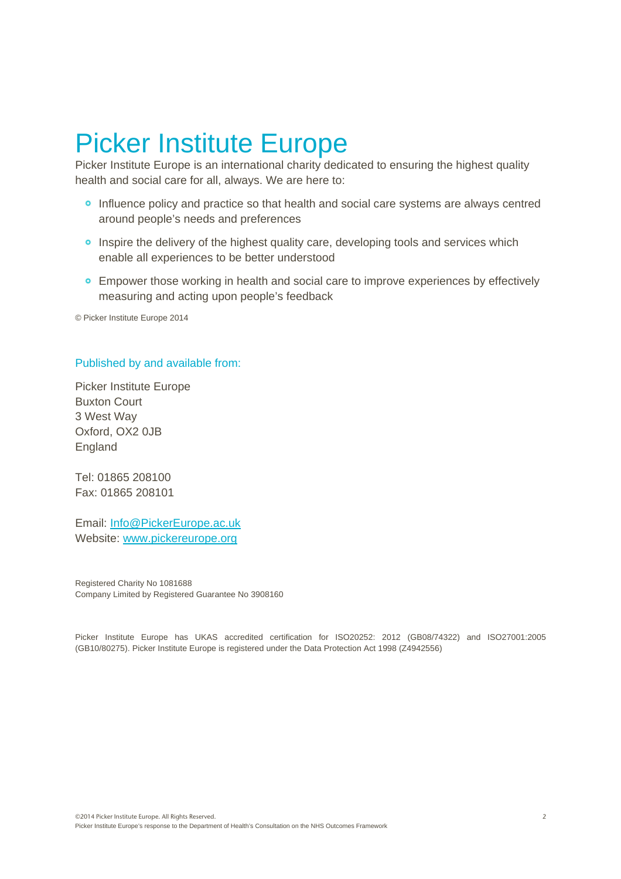# Picker Institute Europe

Picker Institute Europe is an international charity dedicated to ensuring the highest quality health and social care for all, always. We are here to:

- Influence policy and practice so that health and social care systems are always centred around people's needs and preferences
- Inspire the delivery of the highest quality care, developing tools and services which enable all experiences to be better understood
- Empower those working in health and social care to improve experiences by effectively measuring and acting upon people's feedback

© Picker Institute Europe 2014

## Published by and available from:

Picker Institute Europe
Buxton Court
3 West Way
Oxford, OX2 0JB
England

Tel: 01865 208100
Fax: 01865 208101

Email: Info@PickerEurope.ac.uk
Website: www.pickereurope.org

Registered Charity No 1081688
Company Limited by Registered Guarantee No 3908160

Picker Institute Europe has UKAS accredited certification for ISO20252: 2012 (GB08/74322) and ISO27001:2005 (GB10/80275). Picker Institute Europe is registered under the Data Protection Act 1998 (Z4942556)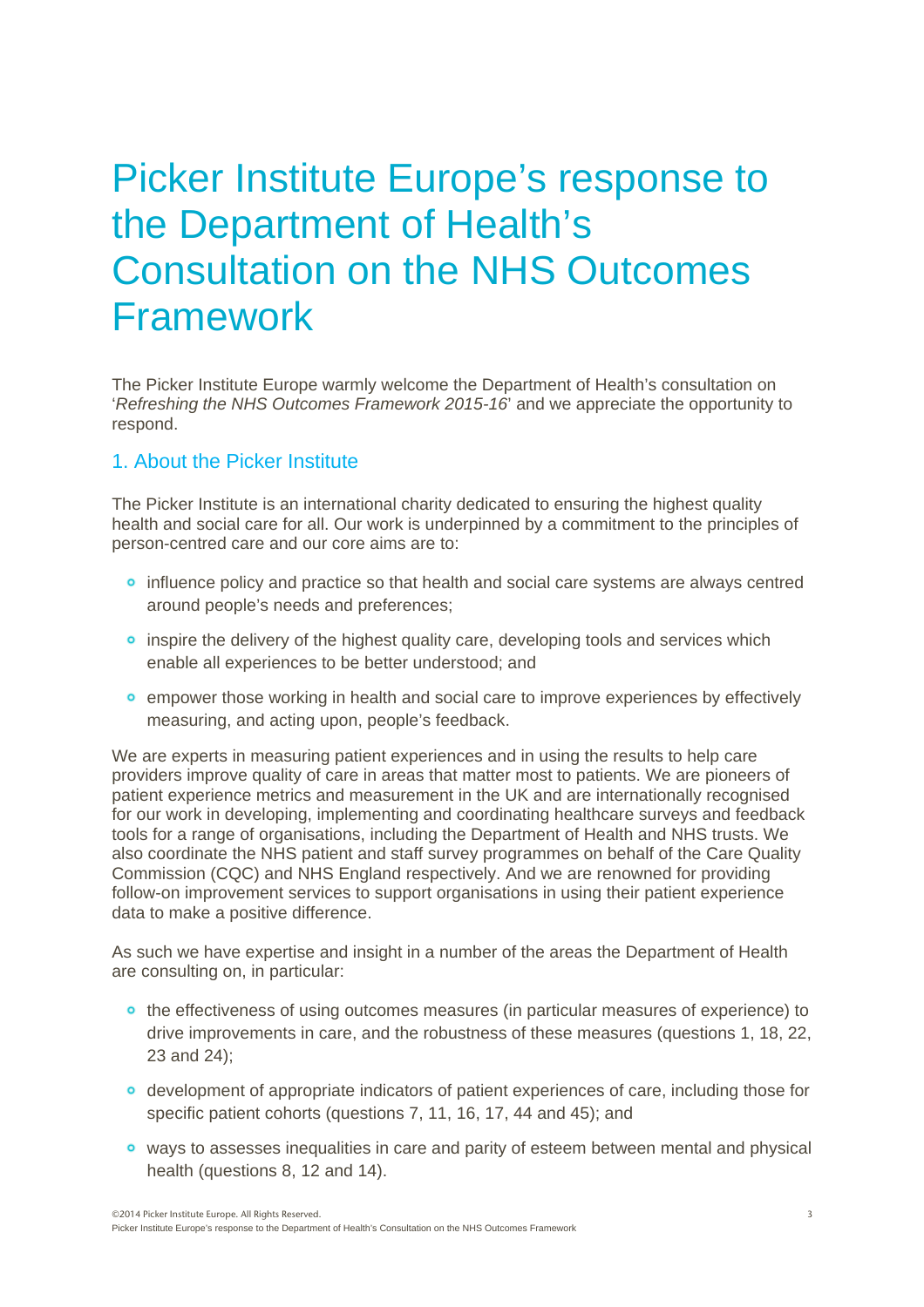# Picker Institute Europe's response to the Department of Health's Consultation on the NHS Outcomes Framework

The Picker Institute Europe warmly welcome the Department of Health's consultation on '*Refreshing the NHS Outcomes Framework 2015-16*' and we appreciate the opportunity to respond.

## 1. About the Picker Institute

The Picker Institute is an international charity dedicated to ensuring the highest quality health and social care for all. Our work is underpinned by a commitment to the principles of person-centred care and our core aims are to:

- influence policy and practice so that health and social care systems are always centred around people's needs and preferences;
- inspire the delivery of the highest quality care, developing tools and services which enable all experiences to be better understood; and
- empower those working in health and social care to improve experiences by effectively measuring, and acting upon, people's feedback.

We are experts in measuring patient experiences and in using the results to help care providers improve quality of care in areas that matter most to patients. We are pioneers of patient experience metrics and measurement in the UK and are internationally recognised for our work in developing, implementing and coordinating healthcare surveys and feedback tools for a range of organisations, including the Department of Health and NHS trusts. We also coordinate the NHS patient and staff survey programmes on behalf of the Care Quality Commission (CQC) and NHS England respectively. And we are renowned for providing follow-on improvement services to support organisations in using their patient experience data to make a positive difference.

As such we have expertise and insight in a number of the areas the Department of Health are consulting on, in particular:

- the effectiveness of using outcomes measures (in particular measures of experience) to drive improvements in care, and the robustness of these measures (questions 1, 18, 22, 23 and 24);
- development of appropriate indicators of patient experiences of care, including those for specific patient cohorts (questions 7, 11, 16, 17, 44 and 45); and
- ways to assesses inequalities in care and parity of esteem between mental and physical health (questions 8, 12 and 14).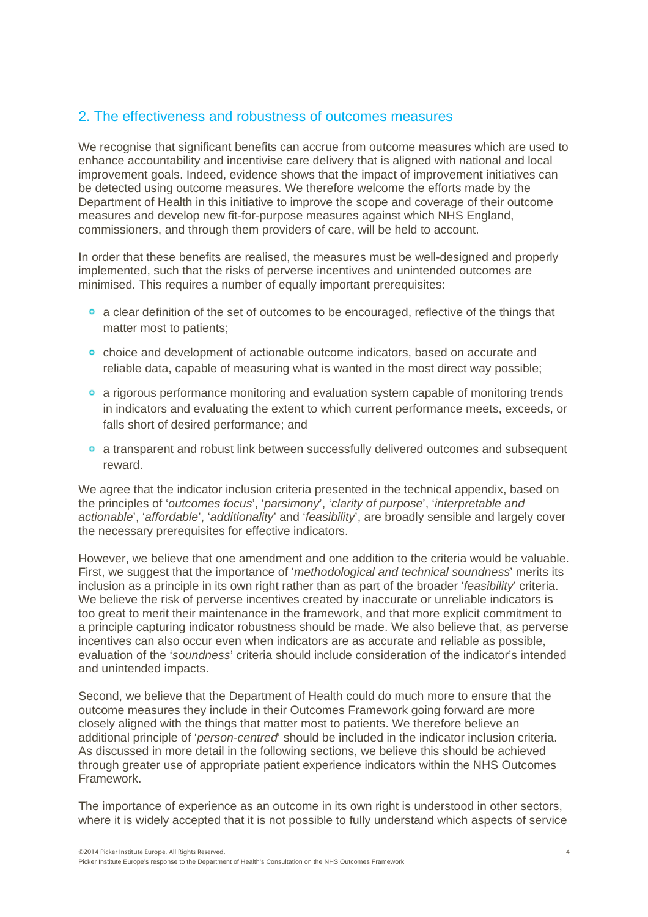## 2. The effectiveness and robustness of outcomes measures

We recognise that significant benefits can accrue from outcome measures which are used to enhance accountability and incentivise care delivery that is aligned with national and local improvement goals. Indeed, evidence shows that the impact of improvement initiatives can be detected using outcome measures. We therefore welcome the efforts made by the Department of Health in this initiative to improve the scope and coverage of their outcome measures and develop new fit-for-purpose measures against which NHS England, commissioners, and through them providers of care, will be held to account.

In order that these benefits are realised, the measures must be well-designed and properly implemented, such that the risks of perverse incentives and unintended outcomes are minimised. This requires a number of equally important prerequisites:

- a clear definition of the set of outcomes to be encouraged, reflective of the things that matter most to patients;
- choice and development of actionable outcome indicators, based on accurate and reliable data, capable of measuring what is wanted in the most direct way possible;
- a rigorous performance monitoring and evaluation system capable of monitoring trends in indicators and evaluating the extent to which current performance meets, exceeds, or falls short of desired performance; and
- a transparent and robust link between successfully delivered outcomes and subsequent reward.

We agree that the indicator inclusion criteria presented in the technical appendix, based on the principles of '*outcomes focus*', '*parsimony*', '*clarity of purpose*', '*interpretable and actionable*', '*affordable*', '*additionality*' and '*feasibility*', are broadly sensible and largely cover the necessary prerequisites for effective indicators.

However, we believe that one amendment and one addition to the criteria would be valuable. First, we suggest that the importance of '*methodological and technical soundness*' merits its inclusion as a principle in its own right rather than as part of the broader '*feasibility*' criteria. We believe the risk of perverse incentives created by inaccurate or unreliable indicators is too great to merit their maintenance in the framework, and that more explicit commitment to a principle capturing indicator robustness should be made. We also believe that, as perverse incentives can also occur even when indicators are as accurate and reliable as possible, evaluation of the '*soundness*' criteria should include consideration of the indicator's intended and unintended impacts.

Second, we believe that the Department of Health could do much more to ensure that the outcome measures they include in their Outcomes Framework going forward are more closely aligned with the things that matter most to patients. We therefore believe an additional principle of '*person-centred*' should be included in the indicator inclusion criteria. As discussed in more detail in the following sections, we believe this should be achieved through greater use of appropriate patient experience indicators within the NHS Outcomes Framework.

The importance of experience as an outcome in its own right is understood in other sectors, where it is widely accepted that it is not possible to fully understand which aspects of service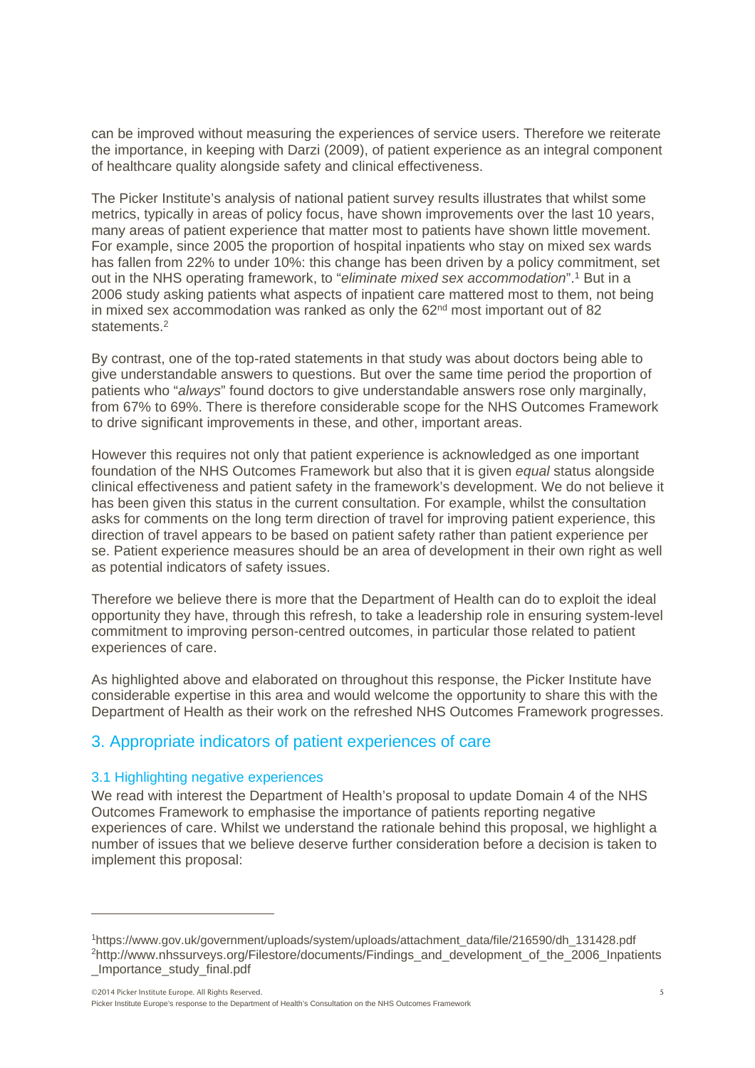can be improved without measuring the experiences of service users. Therefore we reiterate the importance, in keeping with Darzi (2009), of patient experience as an integral component of healthcare quality alongside safety and clinical effectiveness.

The Picker Institute's analysis of national patient survey results illustrates that whilst some metrics, typically in areas of policy focus, have shown improvements over the last 10 years, many areas of patient experience that matter most to patients have shown little movement. For example, since 2005 the proportion of hospital inpatients who stay on mixed sex wards has fallen from 22% to under 10%: this change has been driven by a policy commitment, set out in the NHS operating framework, to "*eliminate mixed sex accommodation*".[1] But in a 2006 study asking patients what aspects of inpatient care mattered most to them, not being in mixed sex accommodation was ranked as only the 62nd most important out of 82 statements.[2]

By contrast, one of the top-rated statements in that study was about doctors being able to give understandable answers to questions. But over the same time period the proportion of patients who "*always*" found doctors to give understandable answers rose only marginally, from 67% to 69%. There is therefore considerable scope for the NHS Outcomes Framework to drive significant improvements in these, and other, important areas.

However this requires not only that patient experience is acknowledged as one important foundation of the NHS Outcomes Framework but also that it is given *equal* status alongside clinical effectiveness and patient safety in the framework's development. We do not believe it has been given this status in the current consultation. For example, whilst the consultation asks for comments on the long term direction of travel for improving patient experience, this direction of travel appears to be based on patient safety rather than patient experience per se. Patient experience measures should be an area of development in their own right as well as potential indicators of safety issues.

Therefore we believe there is more that the Department of Health can do to exploit the ideal opportunity they have, through this refresh, to take a leadership role in ensuring system-level commitment to improving person-centred outcomes, in particular those related to patient experiences of care.

As highlighted above and elaborated on throughout this response, the Picker Institute have considerable expertise in this area and would welcome the opportunity to share this with the Department of Health as their work on the refreshed NHS Outcomes Framework progresses.

## 3. Appropriate indicators of patient experiences of care

### 3.1 Highlighting negative experiences

We read with interest the Department of Health's proposal to update Domain 4 of the NHS Outcomes Framework to emphasise the importance of patients reporting negative experiences of care. Whilst we understand the rationale behind this proposal, we highlight a number of issues that we believe deserve further consideration before a decision is taken to implement this proposal:

---

[1] https://www.gov.uk/government/uploads/system/uploads/attachment_data/file/216590/dh_131428.pdf

[2] http://www.nhssurveys.org/Filestore/documents/Findings_and_development_of_the_2006_Inpatients_Importance_study_final.pdf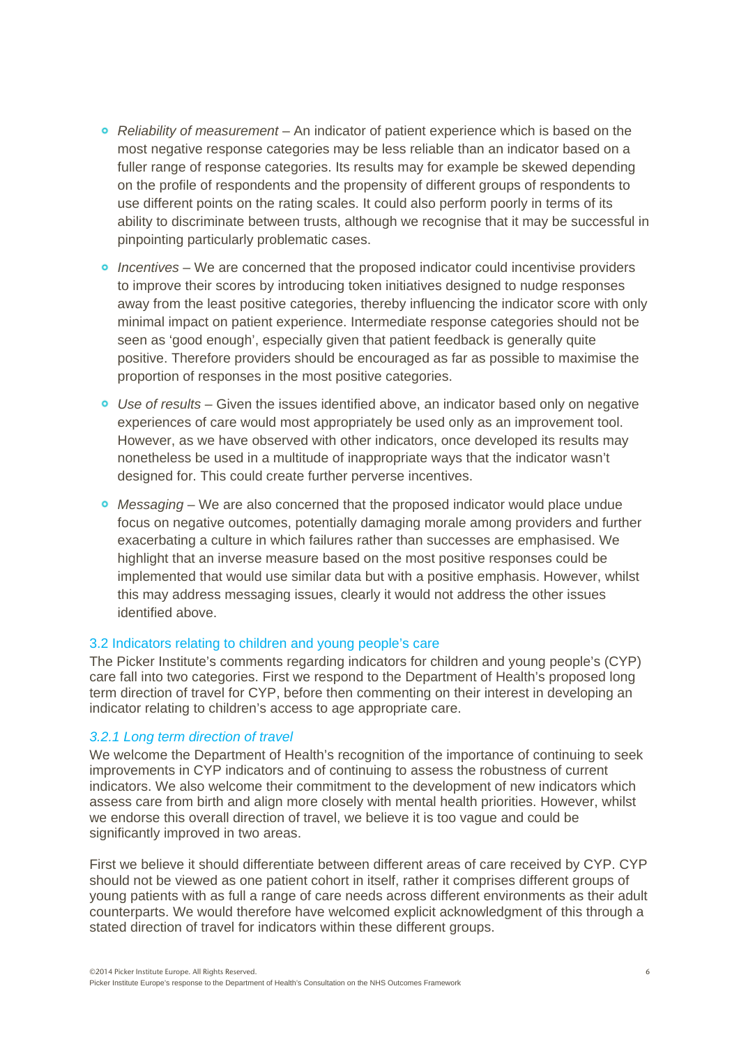- *Reliability of measurement* – An indicator of patient experience which is based on the most negative response categories may be less reliable than an indicator based on a fuller range of response categories. Its results may for example be skewed depending on the profile of respondents and the propensity of different groups of respondents to use different points on the rating scales. It could also perform poorly in terms of its ability to discriminate between trusts, although we recognise that it may be successful in pinpointing particularly problematic cases.
- *Incentives* – We are concerned that the proposed indicator could incentivise providers to improve their scores by introducing token initiatives designed to nudge responses away from the least positive categories, thereby influencing the indicator score with only minimal impact on patient experience. Intermediate response categories should not be seen as 'good enough', especially given that patient feedback is generally quite positive. Therefore providers should be encouraged as far as possible to maximise the proportion of responses in the most positive categories.
- *Use of results* – Given the issues identified above, an indicator based only on negative experiences of care would most appropriately be used only as an improvement tool. However, as we have observed with other indicators, once developed its results may nonetheless be used in a multitude of inappropriate ways that the indicator wasn't designed for. This could create further perverse incentives.
- *Messaging* – We are also concerned that the proposed indicator would place undue focus on negative outcomes, potentially damaging morale among providers and further exacerbating a culture in which failures rather than successes are emphasised. We highlight that an inverse measure based on the most positive responses could be implemented that would use similar data but with a positive emphasis. However, whilst this may address messaging issues, clearly it would not address the other issues identified above.

## 3.2 Indicators relating to children and young people's care

The Picker Institute's comments regarding indicators for children and young people's (CYP) care fall into two categories. First we respond to the Department of Health's proposed long term direction of travel for CYP, before then commenting on their interest in developing an indicator relating to children's access to age appropriate care.

### *3.2.1 Long term direction of travel*

We welcome the Department of Health's recognition of the importance of continuing to seek improvements in CYP indicators and of continuing to assess the robustness of current indicators. We also welcome their commitment to the development of new indicators which assess care from birth and align more closely with mental health priorities. However, whilst we endorse this overall direction of travel, we believe it is too vague and could be significantly improved in two areas.

First we believe it should differentiate between different areas of care received by CYP. CYP should not be viewed as one patient cohort in itself, rather it comprises different groups of young patients with as full a range of care needs across different environments as their adult counterparts. We would therefore have welcomed explicit acknowledgment of this through a stated direction of travel for indicators within these different groups.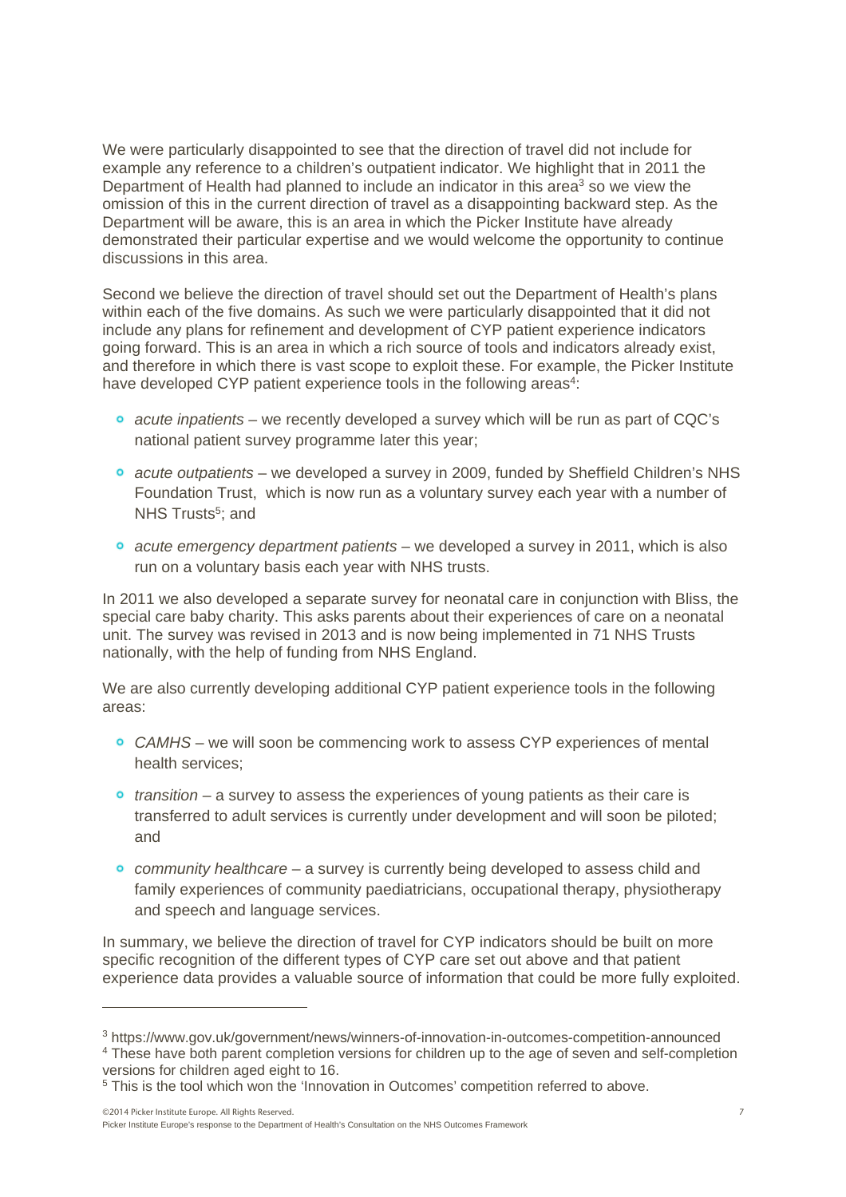We were particularly disappointed to see that the direction of travel did not include for example any reference to a children's outpatient indicator. We highlight that in 2011 the Department of Health had planned to include an indicator in this area[3] so we view the omission of this in the current direction of travel as a disappointing backward step. As the Department will be aware, this is an area in which the Picker Institute have already demonstrated their particular expertise and we would welcome the opportunity to continue discussions in this area.

Second we believe the direction of travel should set out the Department of Health's plans within each of the five domains. As such we were particularly disappointed that it did not include any plans for refinement and development of CYP patient experience indicators going forward. This is an area in which a rich source of tools and indicators already exist, and therefore in which there is vast scope to exploit these. For example, the Picker Institute have developed CYP patient experience tools in the following areas[4]:

- *acute inpatients* – we recently developed a survey which will be run as part of CQC's national patient survey programme later this year;
- *acute outpatients* – we developed a survey in 2009, funded by Sheffield Children's NHS Foundation Trust, which is now run as a voluntary survey each year with a number of NHS Trusts[5]; and
- *acute emergency department patients* – we developed a survey in 2011, which is also run on a voluntary basis each year with NHS trusts.

In 2011 we also developed a separate survey for neonatal care in conjunction with Bliss, the special care baby charity. This asks parents about their experiences of care on a neonatal unit. The survey was revised in 2013 and is now being implemented in 71 NHS Trusts nationally, with the help of funding from NHS England.

We are also currently developing additional CYP patient experience tools in the following areas:

- *CAMHS* – we will soon be commencing work to assess CYP experiences of mental health services;
- *transition* – a survey to assess the experiences of young patients as their care is transferred to adult services is currently under development and will soon be piloted; and
- *community healthcare* – a survey is currently being developed to assess child and family experiences of community paediatricians, occupational therapy, physiotherapy and speech and language services.

In summary, we believe the direction of travel for CYP indicators should be built on more specific recognition of the different types of CYP care set out above and that patient experience data provides a valuable source of information that could be more fully exploited.

---

[3] https://www.gov.uk/government/news/winners-of-innovation-in-outcomes-competition-announced

[4] These have both parent completion versions for children up to the age of seven and self-completion versions for children aged eight to 16.

[5] This is the tool which won the 'Innovation in Outcomes' competition referred to above.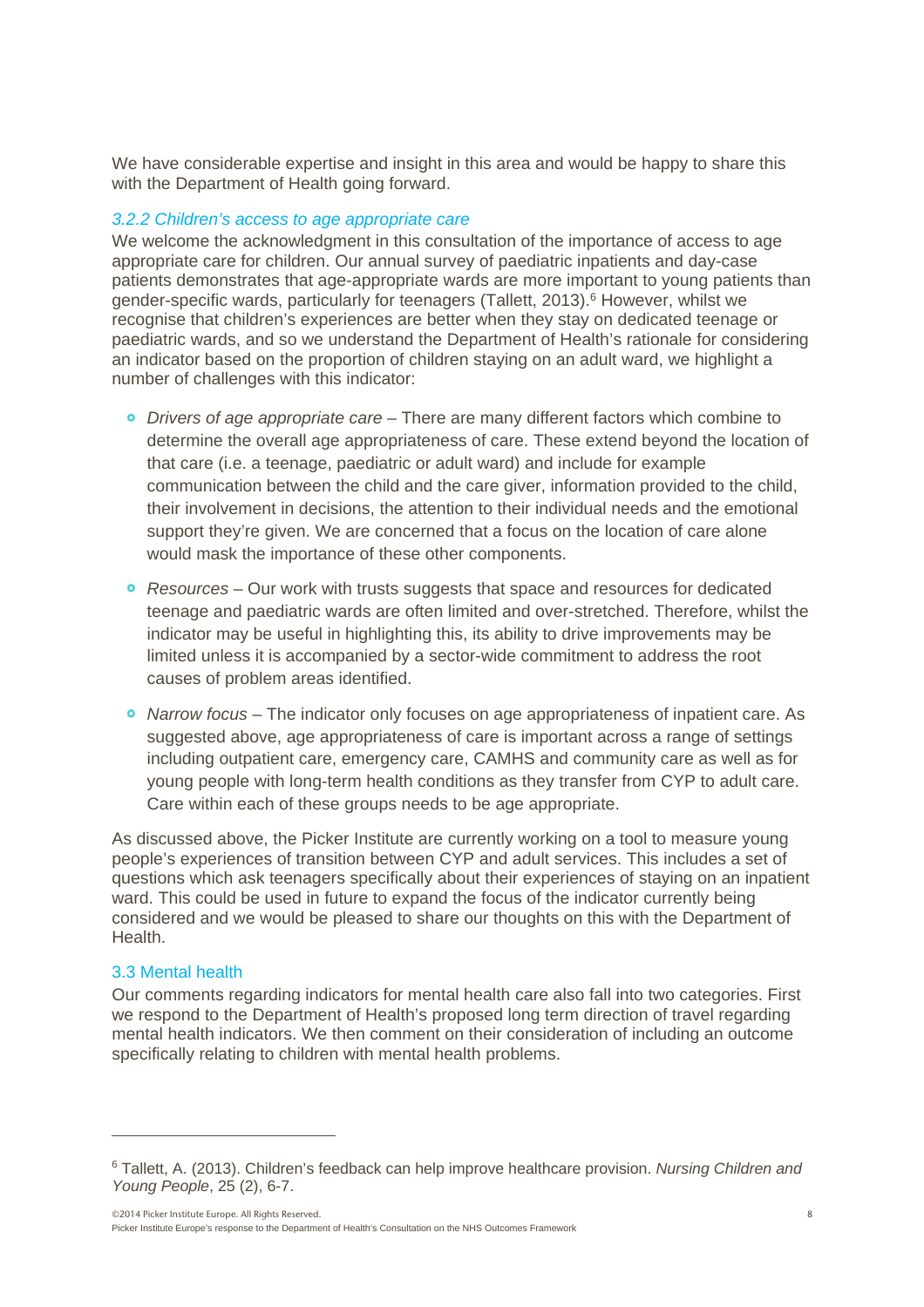We have considerable expertise and insight in this area and would be happy to share this with the Department of Health going forward.

### *3.2.2 Children's access to age appropriate care*

We welcome the acknowledgment in this consultation of the importance of access to age appropriate care for children. Our annual survey of paediatric inpatients and day-case patients demonstrates that age-appropriate wards are more important to young patients than gender-specific wards, particularly for teenagers (Tallett, 2013).[6] However, whilst we recognise that children's experiences are better when they stay on dedicated teenage or paediatric wards, and so we understand the Department of Health's rationale for considering an indicator based on the proportion of children staying on an adult ward, we highlight a number of challenges with this indicator:

- *Drivers of age appropriate care* – There are many different factors which combine to determine the overall age appropriateness of care. These extend beyond the location of that care (i.e. a teenage, paediatric or adult ward) and include for example communication between the child and the care giver, information provided to the child, their involvement in decisions, the attention to their individual needs and the emotional support they're given. We are concerned that a focus on the location of care alone would mask the importance of these other components.
- *Resources* – Our work with trusts suggests that space and resources for dedicated teenage and paediatric wards are often limited and over-stretched. Therefore, whilst the indicator may be useful in highlighting this, its ability to drive improvements may be limited unless it is accompanied by a sector-wide commitment to address the root causes of problem areas identified.
- *Narrow focus* – The indicator only focuses on age appropriateness of inpatient care. As suggested above, age appropriateness of care is important across a range of settings including outpatient care, emergency care, CAMHS and community care as well as for young people with long-term health conditions as they transfer from CYP to adult care. Care within each of these groups needs to be age appropriate.

As discussed above, the Picker Institute are currently working on a tool to measure young people's experiences of transition between CYP and adult services. This includes a set of questions which ask teenagers specifically about their experiences of staying on an inpatient ward. This could be used in future to expand the focus of the indicator currently being considered and we would be pleased to share our thoughts on this with the Department of Health.

## 3.3 Mental health

Our comments regarding indicators for mental health care also fall into two categories. First we respond to the Department of Health's proposed long term direction of travel regarding mental health indicators. We then comment on their consideration of including an outcome specifically relating to children with mental health problems.

---

[6] Tallett, A. (2013). Children's feedback can help improve healthcare provision. *Nursing Children and Young People*, 25 (2), 6-7.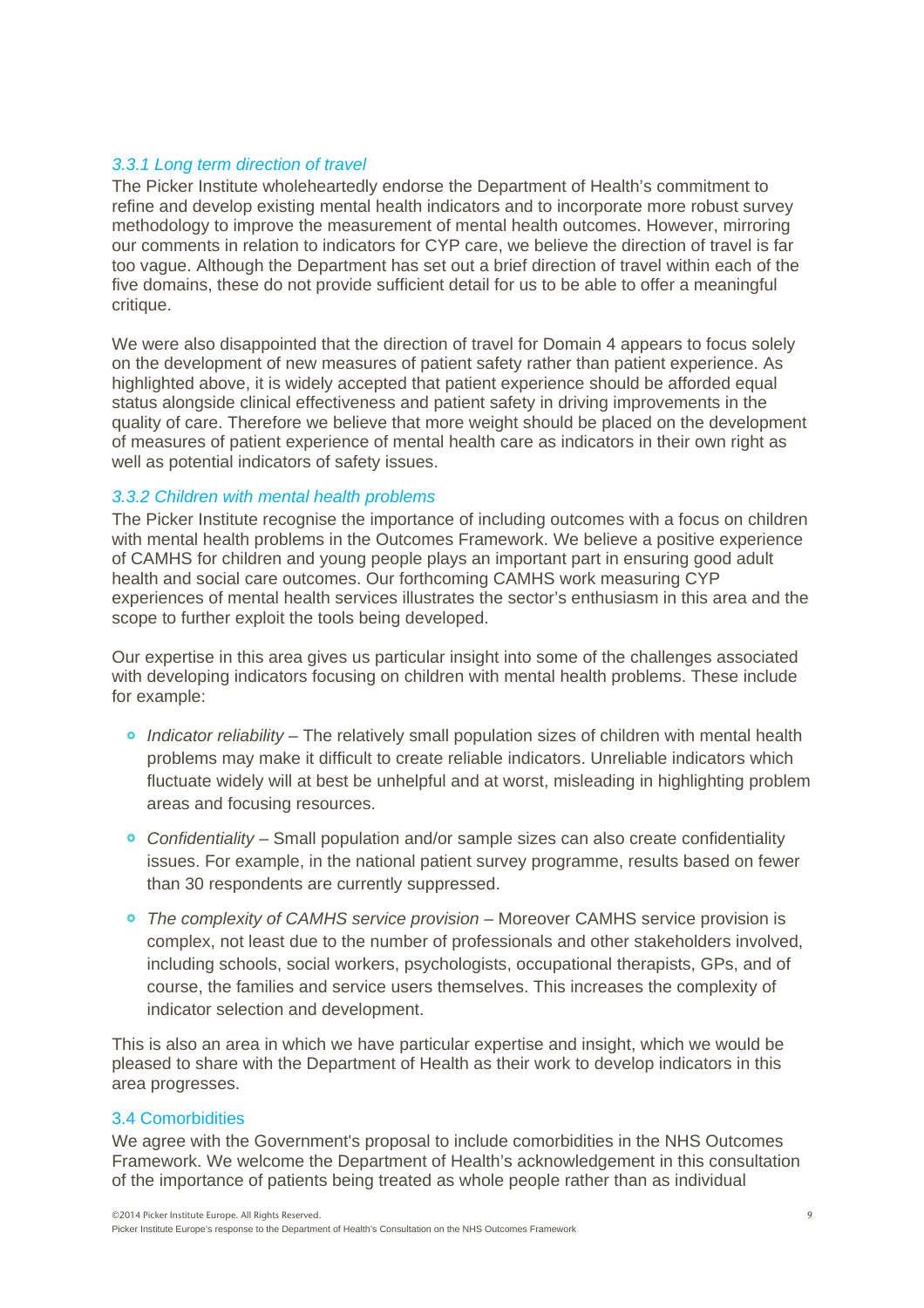#### *3.3.1 Long term direction of travel*

The Picker Institute wholeheartedly endorse the Department of Health's commitment to refine and develop existing mental health indicators and to incorporate more robust survey methodology to improve the measurement of mental health outcomes. However, mirroring our comments in relation to indicators for CYP care, we believe the direction of travel is far too vague. Although the Department has set out a brief direction of travel within each of the five domains, these do not provide sufficient detail for us to be able to offer a meaningful critique.

We were also disappointed that the direction of travel for Domain 4 appears to focus solely on the development of new measures of patient safety rather than patient experience. As highlighted above, it is widely accepted that patient experience should be afforded equal status alongside clinical effectiveness and patient safety in driving improvements in the quality of care. Therefore we believe that more weight should be placed on the development of measures of patient experience of mental health care as indicators in their own right as well as potential indicators of safety issues.

#### *3.3.2 Children with mental health problems*

The Picker Institute recognise the importance of including outcomes with a focus on children with mental health problems in the Outcomes Framework. We believe a positive experience of CAMHS for children and young people plays an important part in ensuring good adult health and social care outcomes. Our forthcoming CAMHS work measuring CYP experiences of mental health services illustrates the sector's enthusiasm in this area and the scope to further exploit the tools being developed.

Our expertise in this area gives us particular insight into some of the challenges associated with developing indicators focusing on children with mental health problems. These include for example:

- *Indicator reliability* – The relatively small population sizes of children with mental health problems may make it difficult to create reliable indicators. Unreliable indicators which fluctuate widely will at best be unhelpful and at worst, misleading in highlighting problem areas and focusing resources.
- *Confidentiality* – Small population and/or sample sizes can also create confidentiality issues. For example, in the national patient survey programme, results based on fewer than 30 respondents are currently suppressed.
- *The complexity of CAMHS service provision* – Moreover CAMHS service provision is complex, not least due to the number of professionals and other stakeholders involved, including schools, social workers, psychologists, occupational therapists, GPs, and of course, the families and service users themselves. This increases the complexity of indicator selection and development.

This is also an area in which we have particular expertise and insight, which we would be pleased to share with the Department of Health as their work to develop indicators in this area progresses.

### 3.4 Comorbidities

We agree with the Government's proposal to include comorbidities in the NHS Outcomes Framework. We welcome the Department of Health's acknowledgement in this consultation of the importance of patients being treated as whole people rather than as individual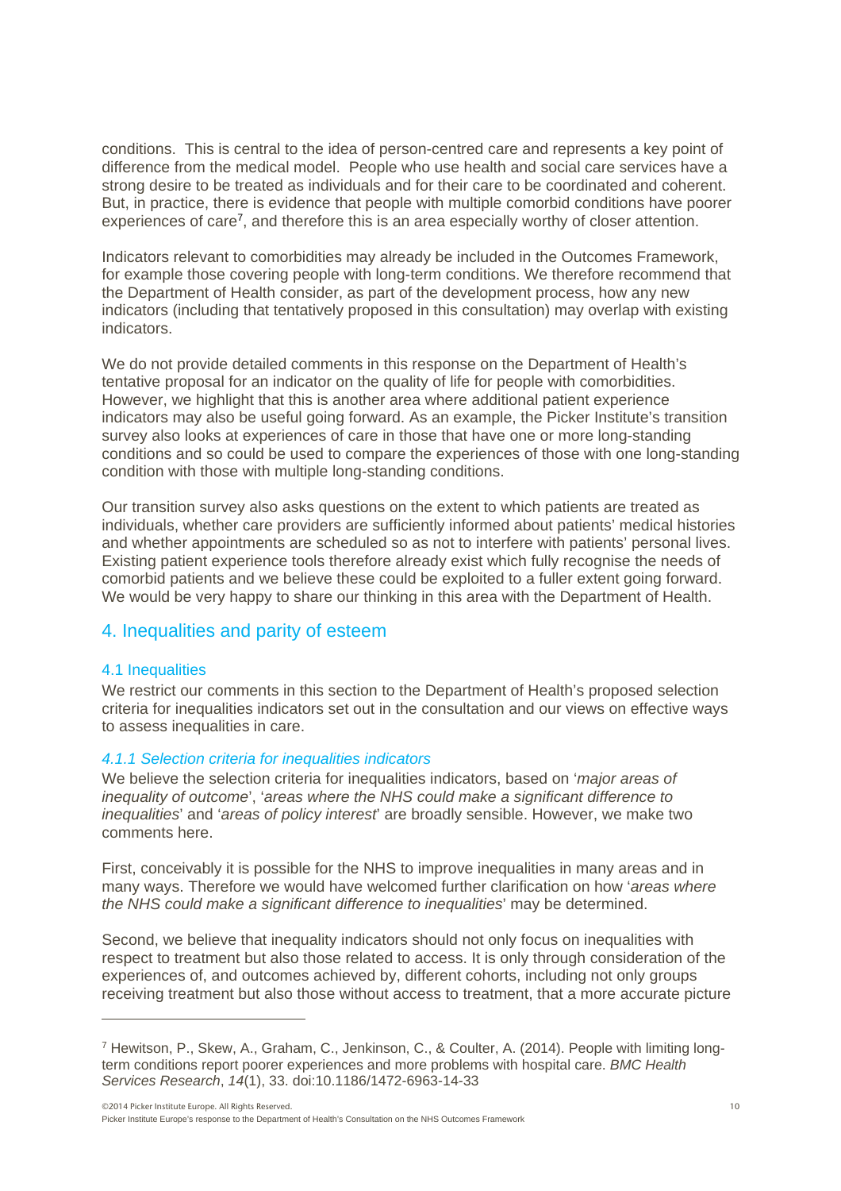conditions. This is central to the idea of person-centred care and represents a key point of difference from the medical model. People who use health and social care services have a strong desire to be treated as individuals and for their care to be coordinated and coherent. But, in practice, there is evidence that people with multiple comorbid conditions have poorer experiences of care[7], and therefore this is an area especially worthy of closer attention.

Indicators relevant to comorbidities may already be included in the Outcomes Framework, for example those covering people with long-term conditions. We therefore recommend that the Department of Health consider, as part of the development process, how any new indicators (including that tentatively proposed in this consultation) may overlap with existing indicators.

We do not provide detailed comments in this response on the Department of Health's tentative proposal for an indicator on the quality of life for people with comorbidities. However, we highlight that this is another area where additional patient experience indicators may also be useful going forward. As an example, the Picker Institute's transition survey also looks at experiences of care in those that have one or more long-standing conditions and so could be used to compare the experiences of those with one long-standing condition with those with multiple long-standing conditions.

Our transition survey also asks questions on the extent to which patients are treated as individuals, whether care providers are sufficiently informed about patients' medical histories and whether appointments are scheduled so as not to interfere with patients' personal lives. Existing patient experience tools therefore already exist which fully recognise the needs of comorbid patients and we believe these could be exploited to a fuller extent going forward. We would be very happy to share our thinking in this area with the Department of Health.

## 4. Inequalities and parity of esteem

### 4.1 Inequalities

We restrict our comments in this section to the Department of Health's proposed selection criteria for inequalities indicators set out in the consultation and our views on effective ways to assess inequalities in care.

#### *4.1.1 Selection criteria for inequalities indicators*

We believe the selection criteria for inequalities indicators, based on '*major areas of inequality of outcome*', '*areas where the NHS could make a significant difference to inequalities*' and '*areas of policy interest*' are broadly sensible. However, we make two comments here.

First, conceivably it is possible for the NHS to improve inequalities in many areas and in many ways. Therefore we would have welcomed further clarification on how '*areas where the NHS could make a significant difference to inequalities*' may be determined.

Second, we believe that inequality indicators should not only focus on inequalities with respect to treatment but also those related to access. It is only through consideration of the experiences of, and outcomes achieved by, different cohorts, including not only groups receiving treatment but also those without access to treatment, that a more accurate picture

---

[7] Hewitson, P., Skew, A., Graham, C., Jenkinson, C., & Coulter, A. (2014). People with limiting long-term conditions report poorer experiences and more problems with hospital care. *BMC Health Services Research*, *14*(1), 33. doi:10.1186/1472-6963-14-33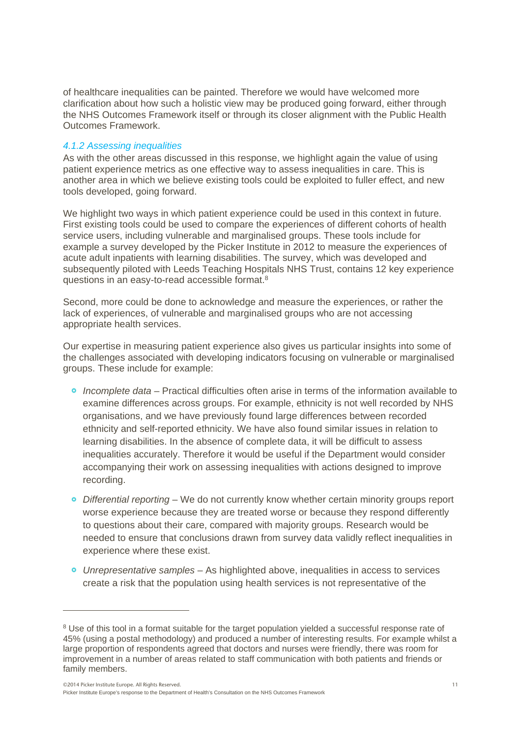of healthcare inequalities can be painted. Therefore we would have welcomed more clarification about how such a holistic view may be produced going forward, either through the NHS Outcomes Framework itself or through its closer alignment with the Public Health Outcomes Framework.

#### *4.1.2 Assessing inequalities*

As with the other areas discussed in this response, we highlight again the value of using patient experience metrics as one effective way to assess inequalities in care. This is another area in which we believe existing tools could be exploited to fuller effect, and new tools developed, going forward.

We highlight two ways in which patient experience could be used in this context in future. First existing tools could be used to compare the experiences of different cohorts of health service users, including vulnerable and marginalised groups. These tools include for example a survey developed by the Picker Institute in 2012 to measure the experiences of acute adult inpatients with learning disabilities. The survey, which was developed and subsequently piloted with Leeds Teaching Hospitals NHS Trust, contains 12 key experience questions in an easy-to-read accessible format.[8]

Second, more could be done to acknowledge and measure the experiences, or rather the lack of experiences, of vulnerable and marginalised groups who are not accessing appropriate health services.

Our expertise in measuring patient experience also gives us particular insights into some of the challenges associated with developing indicators focusing on vulnerable or marginalised groups. These include for example:

- *Incomplete data* – Practical difficulties often arise in terms of the information available to examine differences across groups. For example, ethnicity is not well recorded by NHS organisations, and we have previously found large differences between recorded ethnicity and self-reported ethnicity. We have also found similar issues in relation to learning disabilities. In the absence of complete data, it will be difficult to assess inequalities accurately. Therefore it would be useful if the Department would consider accompanying their work on assessing inequalities with actions designed to improve recording.
- *Differential reporting* – We do not currently know whether certain minority groups report worse experience because they are treated worse or because they respond differently to questions about their care, compared with majority groups. Research would be needed to ensure that conclusions drawn from survey data validly reflect inequalities in experience where these exist.
- *Unrepresentative samples* – As highlighted above, inequalities in access to services create a risk that the population using health services is not representative of the

---

[8] Use of this tool in a format suitable for the target population yielded a successful response rate of 45% (using a postal methodology) and produced a number of interesting results. For example whilst a large proportion of respondents agreed that doctors and nurses were friendly, there was room for improvement in a number of areas related to staff communication with both patients and friends or family members.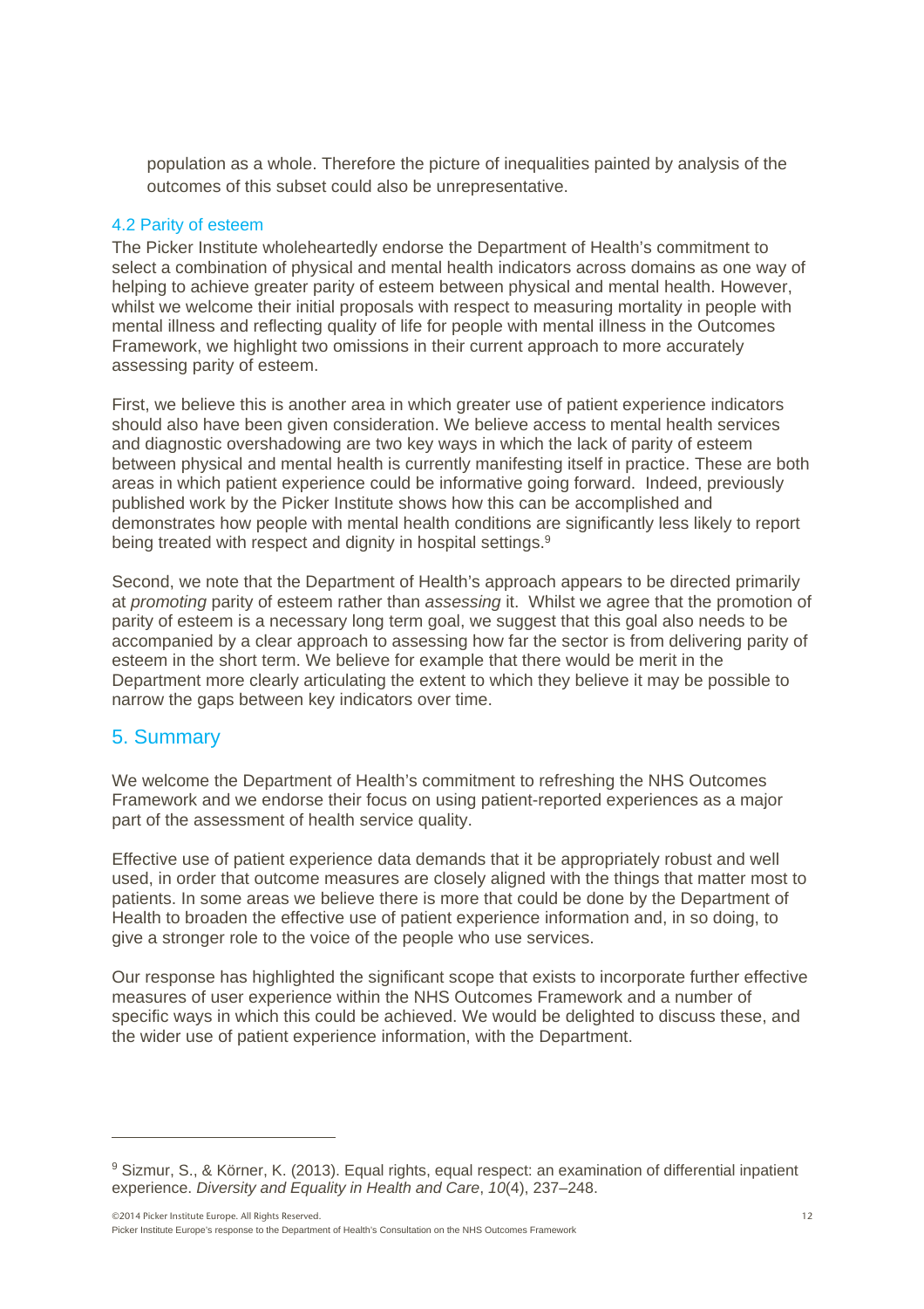population as a whole. Therefore the picture of inequalities painted by analysis of the outcomes of this subset could also be unrepresentative.

### 4.2 Parity of esteem

The Picker Institute wholeheartedly endorse the Department of Health's commitment to select a combination of physical and mental health indicators across domains as one way of helping to achieve greater parity of esteem between physical and mental health. However, whilst we welcome their initial proposals with respect to measuring mortality in people with mental illness and reflecting quality of life for people with mental illness in the Outcomes Framework, we highlight two omissions in their current approach to more accurately assessing parity of esteem.

First, we believe this is another area in which greater use of patient experience indicators should also have been given consideration. We believe access to mental health services and diagnostic overshadowing are two key ways in which the lack of parity of esteem between physical and mental health is currently manifesting itself in practice. These are both areas in which patient experience could be informative going forward. Indeed, previously published work by the Picker Institute shows how this can be accomplished and demonstrates how people with mental health conditions are significantly less likely to report being treated with respect and dignity in hospital settings.[9]

Second, we note that the Department of Health's approach appears to be directed primarily at *promoting* parity of esteem rather than *assessing* it. Whilst we agree that the promotion of parity of esteem is a necessary long term goal, we suggest that this goal also needs to be accompanied by a clear approach to assessing how far the sector is from delivering parity of esteem in the short term. We believe for example that there would be merit in the Department more clearly articulating the extent to which they believe it may be possible to narrow the gaps between key indicators over time.

## 5. Summary

We welcome the Department of Health's commitment to refreshing the NHS Outcomes Framework and we endorse their focus on using patient-reported experiences as a major part of the assessment of health service quality.

Effective use of patient experience data demands that it be appropriately robust and well used, in order that outcome measures are closely aligned with the things that matter most to patients. In some areas we believe there is more that could be done by the Department of Health to broaden the effective use of patient experience information and, in so doing, to give a stronger role to the voice of the people who use services.

Our response has highlighted the significant scope that exists to incorporate further effective measures of user experience within the NHS Outcomes Framework and a number of specific ways in which this could be achieved. We would be delighted to discuss these, and the wider use of patient experience information, with the Department.

---

[9] Sizmur, S., & Körner, K. (2013). Equal rights, equal respect: an examination of differential inpatient experience. *Diversity and Equality in Health and Care*, *10*(4), 237–248.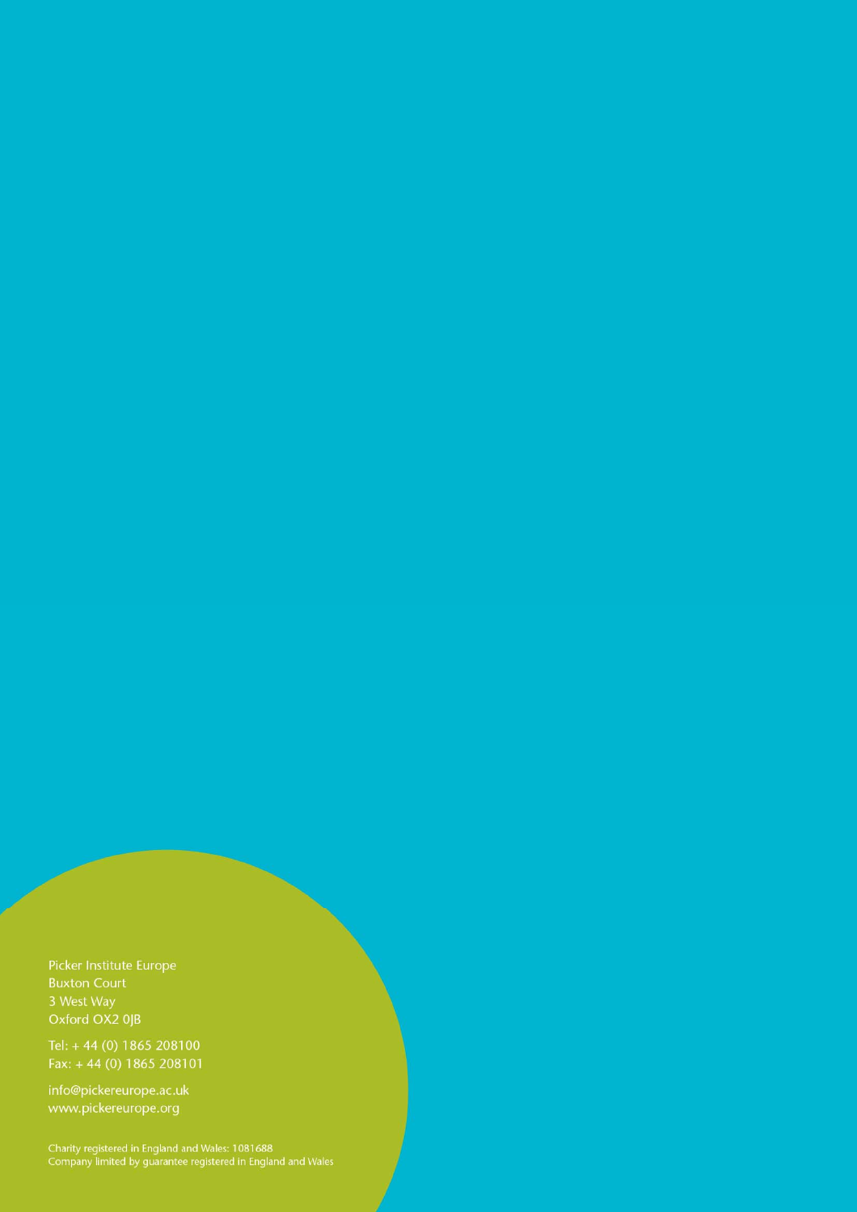Picker Institute Europe
Buxton Court
3 West Way
Oxford OX2 0JB

Tel: + 44 (0) 1865 208100
Fax: + 44 (0) 1865 208101

info@pickereurope.ac.uk
www.pickereurope.org

Charity registered in England and Wales: 1081688
Company limited by guarantee registered in England and Wales